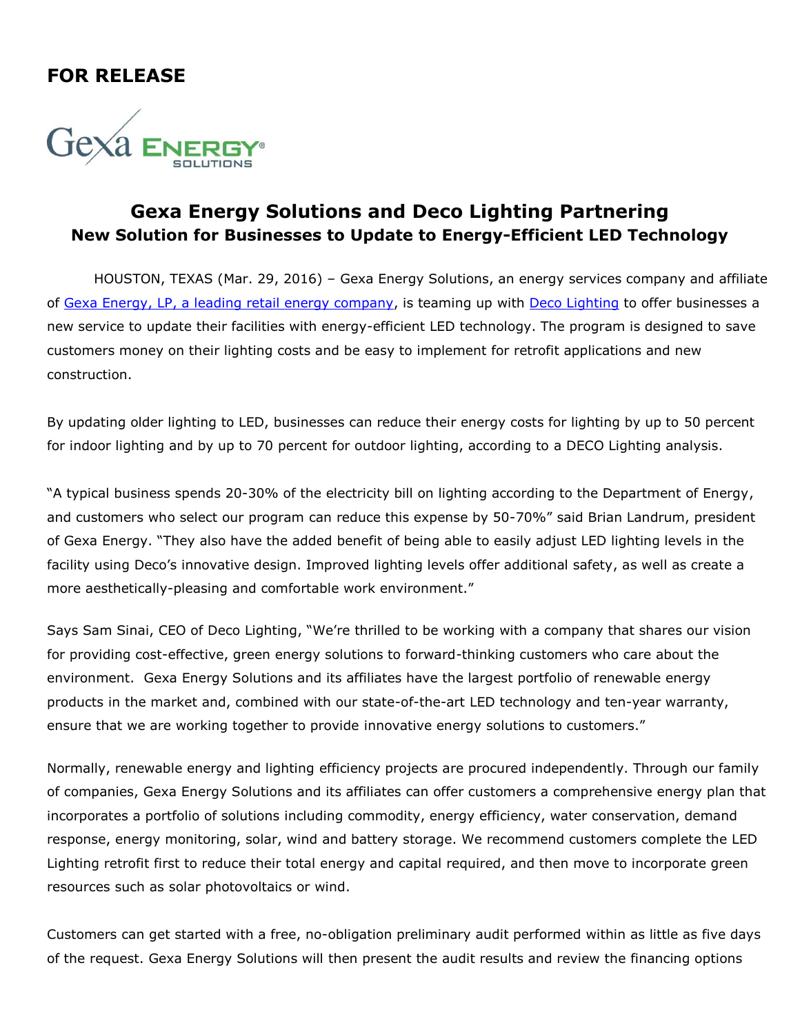**FOR RELEASE**

# Gexa Energy Solutions and Deco Lighting Partnering

## New Solution for Businesses to Update to Energy-Efficient LED Technology

HOUSTON, TEXAS (Mar. 29, 2016) – Gexa Energy Solutions, an energy services company and affiliate of Gexa Energy, LP, a leading retail energy company, is teaming up with Deco Lighting to offer businesses a new service to update their facilities with energy-efficient LED technology. The program is designed to save customers money on their lighting costs and be easy to implement for retrofit applications and new construction.

By updating older lighting to LED, businesses can reduce their energy costs for lighting by up to 50 percent for indoor lighting and by up to 70 percent for outdoor lighting, according to a DECO Lighting analysis.

"A typical business spends 20-30% of the electricity bill on lighting according to the Department of Energy, and customers who select our program can reduce this expense by 50-70%" said Brian Landrum, president of Gexa Energy. "They also have the added benefit of being able to easily adjust LED lighting levels in the facility using Deco's innovative design. Improved lighting levels offer additional safety, as well as create a more aesthetically-pleasing and comfortable work environment."

Says Sam Sinai, CEO of Deco Lighting, "We're thrilled to be working with a company that shares our vision for providing cost-effective, green energy solutions to forward-thinking customers who care about the environment. Gexa Energy Solutions and its affiliates have the largest portfolio of renewable energy products in the market and, combined with our state-of-the-art LED technology and ten-year warranty, ensure that we are working together to provide innovative energy solutions to customers."

Normally, renewable energy and lighting efficiency projects are procured independently. Through our family of companies, Gexa Energy Solutions and its affiliates can offer customers a comprehensive energy plan that incorporates a portfolio of solutions including commodity, energy efficiency, water conservation, demand response, energy monitoring, solar, wind and battery storage. We recommend customers complete the LED Lighting retrofit first to reduce their total energy and capital required, and then move to incorporate green resources such as solar photovoltaics or wind.

Customers can get started with a free, no-obligation preliminary audit performed within as little as five days of the request. Gexa Energy Solutions will then present the audit results and review the financing options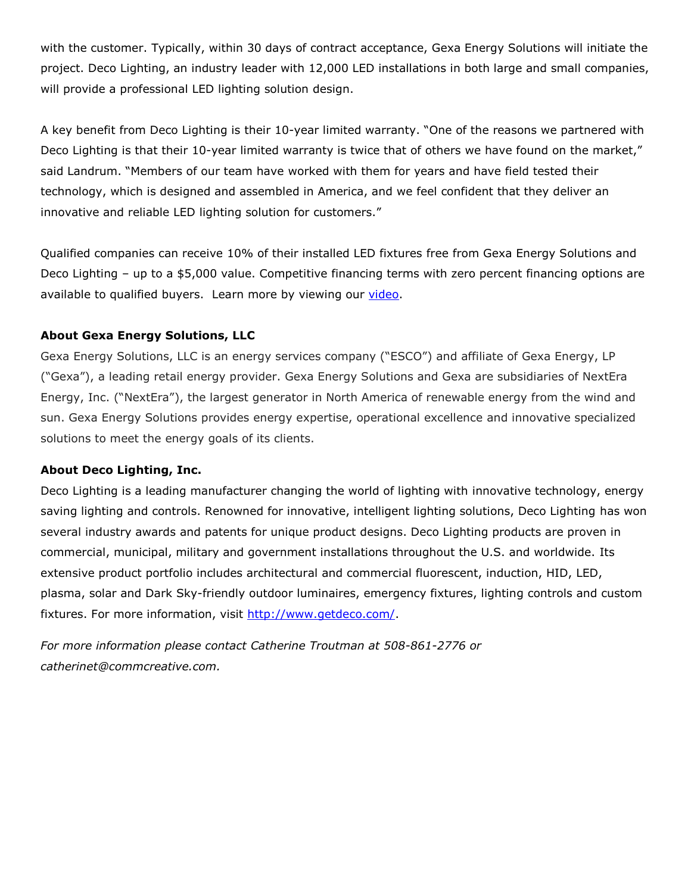with the customer. Typically, within 30 days of contract acceptance, Gexa Energy Solutions will initiate the project. Deco Lighting, an industry leader with 12,000 LED installations in both large and small companies, will provide a professional LED lighting solution design.

A key benefit from Deco Lighting is their 10-year limited warranty. "One of the reasons we partnered with Deco Lighting is that their 10-year limited warranty is twice that of others we have found on the market," said Landrum. "Members of our team have worked with them for years and have field tested their technology, which is designed and assembled in America, and we feel confident that they deliver an innovative and reliable LED lighting solution for customers."

Qualified companies can receive 10% of their installed LED fixtures free from Gexa Energy Solutions and Deco Lighting – up to a $5,000 value. Competitive financing terms with zero percent financing options are available to qualified buyers. Learn more by viewing our video.

**About Gexa Energy Solutions, LLC**

Gexa Energy Solutions, LLC is an energy services company ("ESCO") and affiliate of Gexa Energy, LP ("Gexa"), a leading retail energy provider. Gexa Energy Solutions and Gexa are subsidiaries of NextEra Energy, Inc. ("NextEra"), the largest generator in North America of renewable energy from the wind and sun. Gexa Energy Solutions provides energy expertise, operational excellence and innovative specialized solutions to meet the energy goals of its clients.

**About Deco Lighting, Inc.**

Deco Lighting is a leading manufacturer changing the world of lighting with innovative technology, energy saving lighting and controls. Renowned for innovative, intelligent lighting solutions, Deco Lighting has won several industry awards and patents for unique product designs. Deco Lighting products are proven in commercial, municipal, military and government installations throughout the U.S. and worldwide. Its extensive product portfolio includes architectural and commercial fluorescent, induction, HID, LED, plasma, solar and Dark Sky-friendly outdoor luminaires, emergency fixtures, lighting controls and custom fixtures. For more information, visit http://www.getdeco.com/.

*For more information please contact Catherine Troutman at 508-861-2776 or catherinet@commcreative.com.*